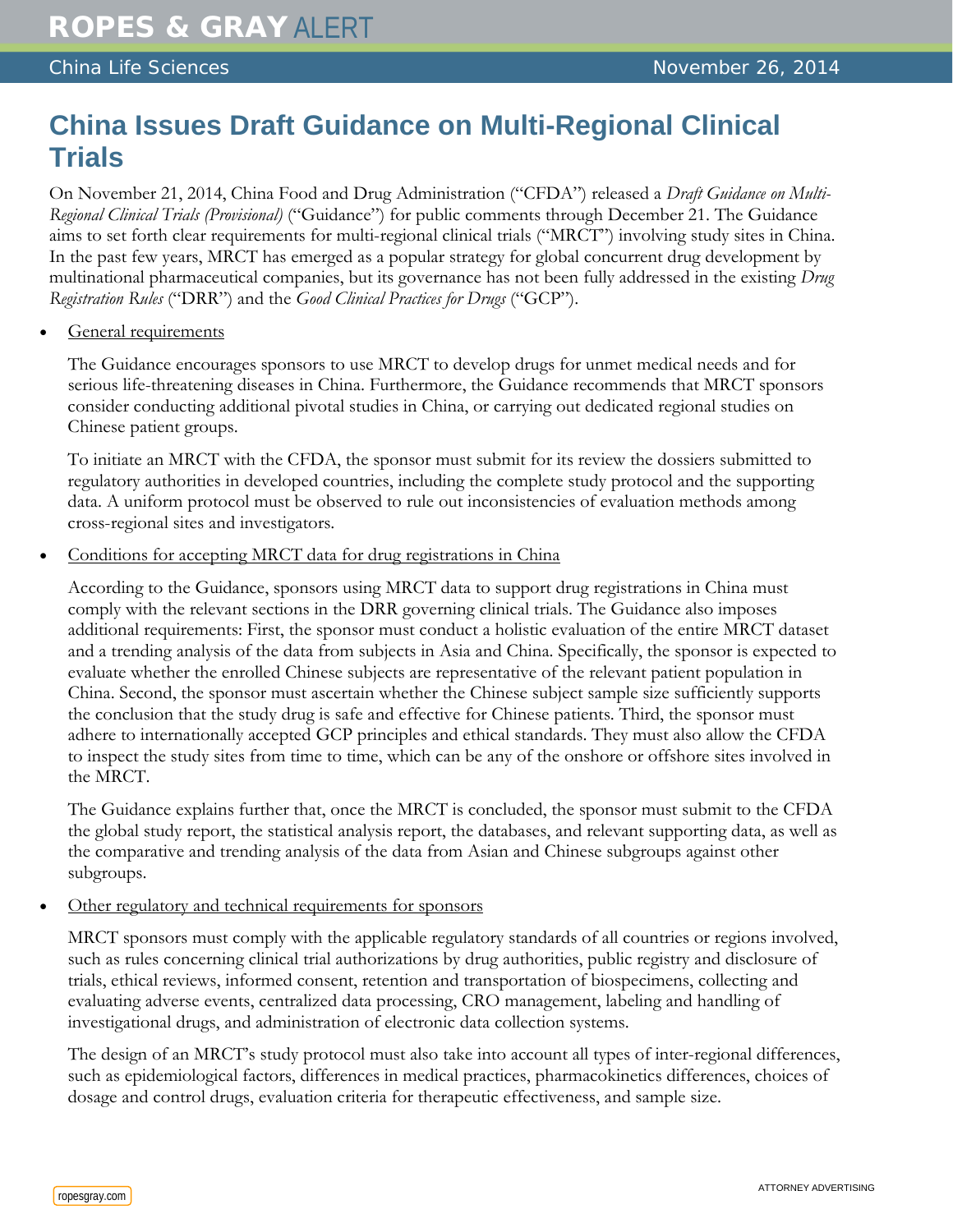# China Issues Draft Guidance on Multi-Regional Clinical Trials

On November 21, 2014, China Food and Drug Administration ("CFDA") released a *Draft Guidance on Multi-Regional Clinical Trials (Provisional)* ("Guidance") for public comments through December 21. The Guidance aims to set forth clear requirements for multi-regional clinical trials ("MRCT") involving study sites in China. In the past few years, MRCT has emerged as a popular strategy for global concurrent drug development by multinational pharmaceutical companies, but its governance has not been fully addressed in the existing *Drug Registration Rules* ("DRR") and the *Good Clinical Practices for Drugs* ("GCP").

- General requirements

  The Guidance encourages sponsors to use MRCT to develop drugs for unmet medical needs and for serious life-threatening diseases in China. Furthermore, the Guidance recommends that MRCT sponsors consider conducting additional pivotal studies in China, or carrying out dedicated regional studies on Chinese patient groups.

  To initiate an MRCT with the CFDA, the sponsor must submit for its review the dossiers submitted to regulatory authorities in developed countries, including the complete study protocol and the supporting data. A uniform protocol must be observed to rule out inconsistencies of evaluation methods among cross-regional sites and investigators.

- Conditions for accepting MRCT data for drug registrations in China

  According to the Guidance, sponsors using MRCT data to support drug registrations in China must comply with the relevant sections in the DRR governing clinical trials. The Guidance also imposes additional requirements: First, the sponsor must conduct a holistic evaluation of the entire MRCT dataset and a trending analysis of the data from subjects in Asia and China. Specifically, the sponsor is expected to evaluate whether the enrolled Chinese subjects are representative of the relevant patient population in China. Second, the sponsor must ascertain whether the Chinese subject sample size sufficiently supports the conclusion that the study drug is safe and effective for Chinese patients. Third, the sponsor must adhere to internationally accepted GCP principles and ethical standards. They must also allow the CFDA to inspect the study sites from time to time, which can be any of the onshore or offshore sites involved in the MRCT.

  The Guidance explains further that, once the MRCT is concluded, the sponsor must submit to the CFDA the global study report, the statistical analysis report, the databases, and relevant supporting data, as well as the comparative and trending analysis of the data from Asian and Chinese subgroups against other subgroups.

- Other regulatory and technical requirements for sponsors

  MRCT sponsors must comply with the applicable regulatory standards of all countries or regions involved, such as rules concerning clinical trial authorizations by drug authorities, public registry and disclosure of trials, ethical reviews, informed consent, retention and transportation of biospecimens, collecting and evaluating adverse events, centralized data processing, CRO management, labeling and handling of investigational drugs, and administration of electronic data collection systems.

  The design of an MRCT's study protocol must also take into account all types of inter-regional differences, such as epidemiological factors, differences in medical practices, pharmacokinetics differences, choices of dosage and control drugs, evaluation criteria for therapeutic effectiveness, and sample size.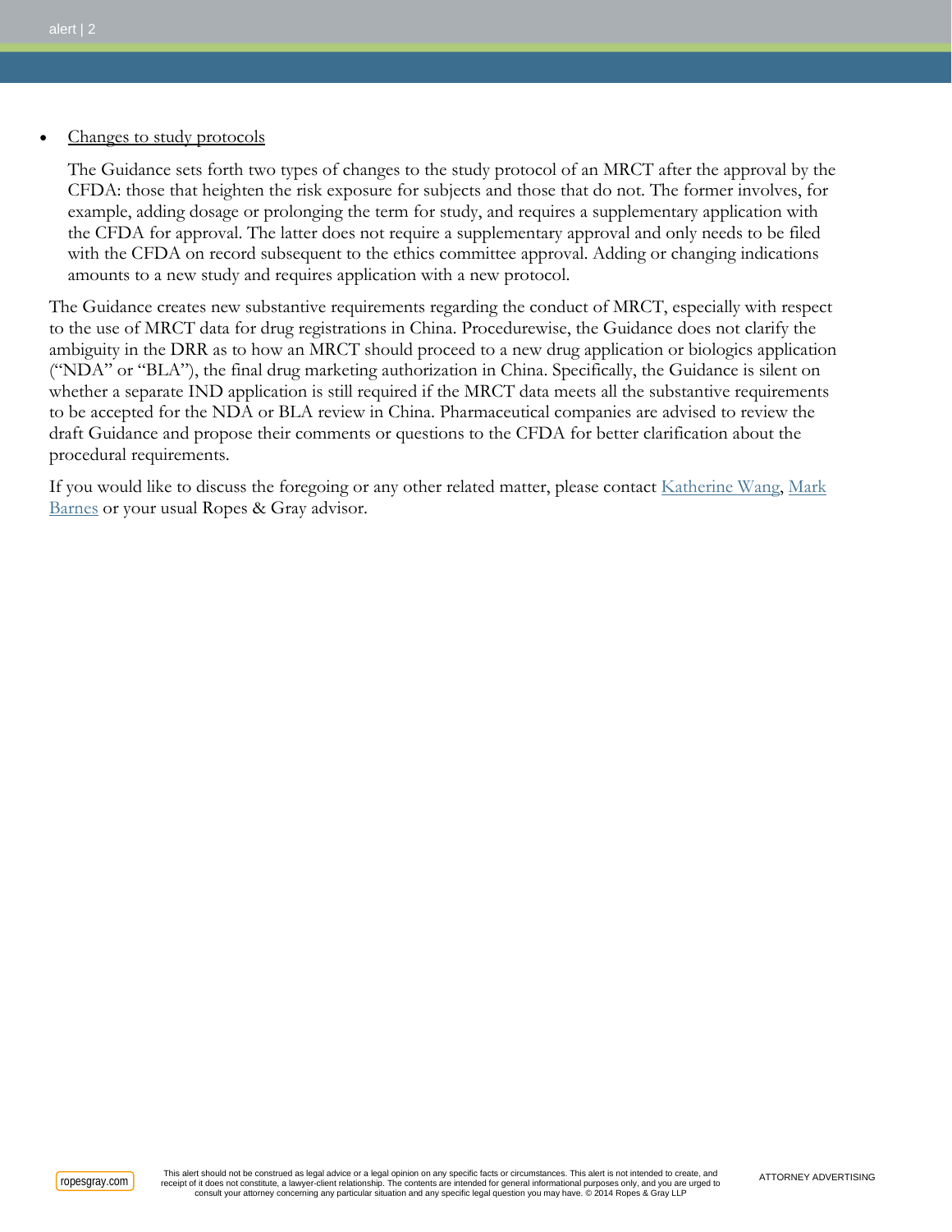- <u>Changes to study protocols</u>

  The Guidance sets forth two types of changes to the study protocol of an MRCT after the approval by the CFDA: those that heighten the risk exposure for subjects and those that do not. The former involves, for example, adding dosage or prolonging the term for study, and requires a supplementary application with the CFDA for approval. The latter does not require a supplementary approval and only needs to be filed with the CFDA on record subsequent to the ethics committee approval. Adding or changing indications amounts to a new study and requires application with a new protocol.

The Guidance creates new substantive requirements regarding the conduct of MRCT, especially with respect to the use of MRCT data for drug registrations in China. Procedurewise, the Guidance does not clarify the ambiguity in the DRR as to how an MRCT should proceed to a new drug application or biologics application ("NDA" or "BLA"), the final drug marketing authorization in China. Specifically, the Guidance is silent on whether a separate IND application is still required if the MRCT data meets all the substantive requirements to be accepted for the NDA or BLA review in China. Pharmaceutical companies are advised to review the draft Guidance and propose their comments or questions to the CFDA for better clarification about the procedural requirements.

If you would like to discuss the foregoing or any other related matter, please contact Katherine Wang, Mark Barnes or your usual Ropes & Gray advisor.

This alert should not be construed as legal advice or a legal opinion on any specific facts or circumstances. This alert is not intended to create, and receipt of it does not constitute, a lawyer-client relationship. The contents are intended for general informational purposes only, and you are urged to consult your attorney concerning any particular situation and any specific legal question you may have. © 2014 Ropes & Gray LLP

ATTORNEY ADVERTISING